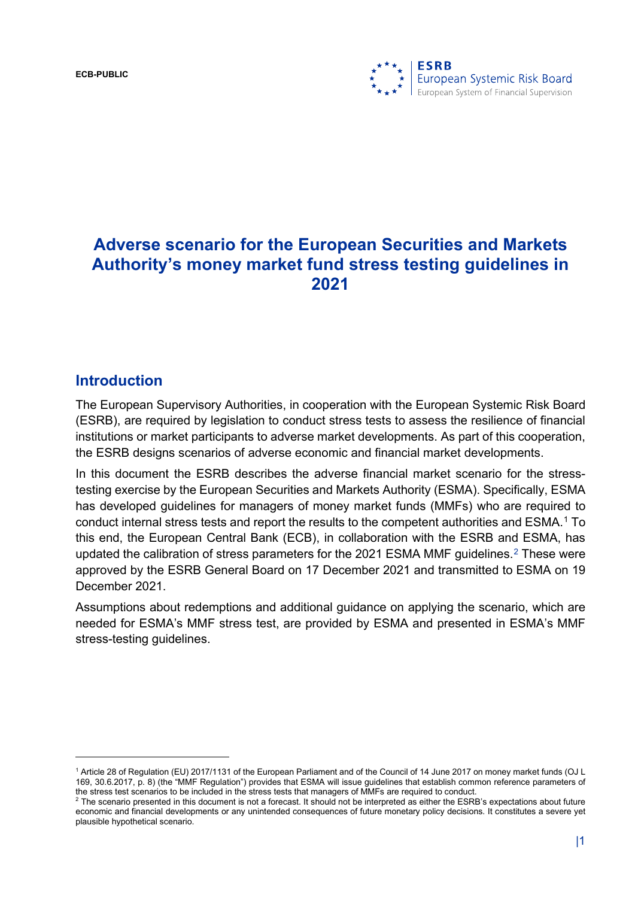# Adverse scenario for the European Securities and Markets Authority's money market fund stress testing guidelines in 2021

## Introduction

The European Supervisory Authorities, in cooperation with the European Systemic Risk Board (ESRB), are required by legislation to conduct stress tests to assess the resilience of financial institutions or market participants to adverse market developments. As part of this cooperation, the ESRB designs scenarios of adverse economic and financial market developments.

In this document the ESRB describes the adverse financial market scenario for the stress-testing exercise by the European Securities and Markets Authority (ESMA). Specifically, ESMA has developed guidelines for managers of money market funds (MMFs) who are required to conduct internal stress tests and report the results to the competent authorities and ESMA.[1] To this end, the European Central Bank (ECB), in collaboration with the ESRB and ESMA, has updated the calibration of stress parameters for the 2021 ESMA MMF guidelines.[2] These were approved by the ESRB General Board on 17 December 2021 and transmitted to ESMA on 19 December 2021.

Assumptions about redemptions and additional guidance on applying the scenario, which are needed for ESMA's MMF stress test, are provided by ESMA and presented in ESMA's MMF stress-testing guidelines.

---

[1] Article 28 of Regulation (EU) 2017/1131 of the European Parliament and of the Council of 14 June 2017 on money market funds (OJ L 169, 30.6.2017, p. 8) (the "MMF Regulation") provides that ESMA will issue guidelines that establish common reference parameters of the stress test scenarios to be included in the stress tests that managers of MMFs are required to conduct.

[2] The scenario presented in this document is not a forecast. It should not be interpreted as either the ESRB's expectations about future economic and financial developments or any unintended consequences of future monetary policy decisions. It constitutes a severe yet plausible hypothetical scenario.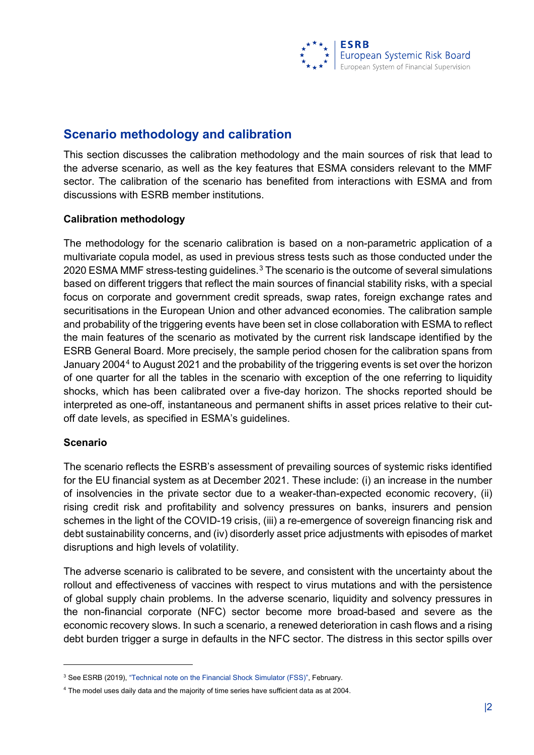## Scenario methodology and calibration

This section discusses the calibration methodology and the main sources of risk that lead to the adverse scenario, as well as the key features that ESMA considers relevant to the MMF sector. The calibration of the scenario has benefited from interactions with ESMA and from discussions with ESRB member institutions.

### Calibration methodology

The methodology for the scenario calibration is based on a non-parametric application of a multivariate copula model, as used in previous stress tests such as those conducted under the 2020 ESMA MMF stress-testing guidelines.[3] The scenario is the outcome of several simulations based on different triggers that reflect the main sources of financial stability risks, with a special focus on corporate and government credit spreads, swap rates, foreign exchange rates and securitisations in the European Union and other advanced economies. The calibration sample and probability of the triggering events have been set in close collaboration with ESMA to reflect the main features of the scenario as motivated by the current risk landscape identified by the ESRB General Board. More precisely, the sample period chosen for the calibration spans from January 2004[4] to August 2021 and the probability of the triggering events is set over the horizon of one quarter for all the tables in the scenario with exception of the one referring to liquidity shocks, which has been calibrated over a five-day horizon. The shocks reported should be interpreted as one-off, instantaneous and permanent shifts in asset prices relative to their cut-off date levels, as specified in ESMA's guidelines.

### Scenario

The scenario reflects the ESRB's assessment of prevailing sources of systemic risks identified for the EU financial system as at December 2021. These include: (i) an increase in the number of insolvencies in the private sector due to a weaker-than-expected economic recovery, (ii) rising credit risk and profitability and solvency pressures on banks, insurers and pension schemes in the light of the COVID-19 crisis, (iii) a re-emergence of sovereign financing risk and debt sustainability concerns, and (iv) disorderly asset price adjustments with episodes of market disruptions and high levels of volatility.

The adverse scenario is calibrated to be severe, and consistent with the uncertainty about the rollout and effectiveness of vaccines with respect to virus mutations and with the persistence of global supply chain problems. In the adverse scenario, liquidity and solvency pressures in the non-financial corporate (NFC) sector become more broad-based and severe as the economic recovery slows. In such a scenario, a renewed deterioration in cash flows and a rising debt burden trigger a surge in defaults in the NFC sector. The distress in this sector spills over

---

[3] See ESRB (2019), "Technical note on the Financial Shock Simulator (FSS)", February.

[4] The model uses daily data and the majority of time series have sufficient data as at 2004.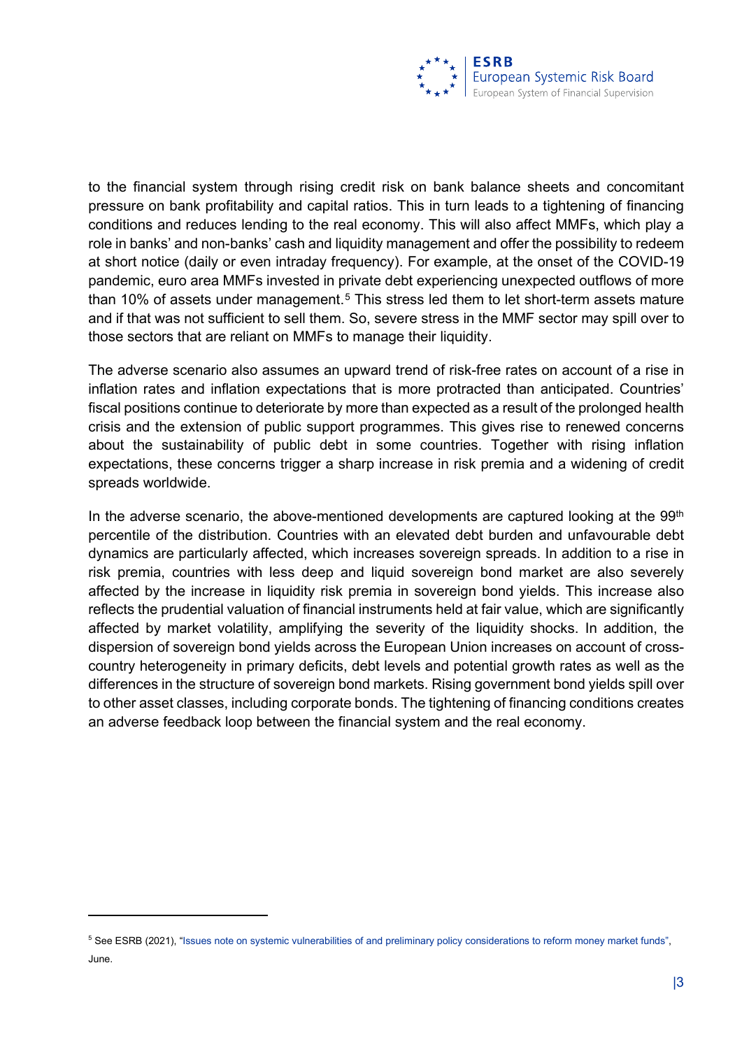to the financial system through rising credit risk on bank balance sheets and concomitant pressure on bank profitability and capital ratios. This in turn leads to a tightening of financing conditions and reduces lending to the real economy. This will also affect MMFs, which play a role in banks' and non-banks' cash and liquidity management and offer the possibility to redeem at short notice (daily or even intraday frequency). For example, at the onset of the COVID-19 pandemic, euro area MMFs invested in private debt experiencing unexpected outflows of more than 10% of assets under management.[5] This stress led them to let short-term assets mature and if that was not sufficient to sell them. So, severe stress in the MMF sector may spill over to those sectors that are reliant on MMFs to manage their liquidity.

The adverse scenario also assumes an upward trend of risk-free rates on account of a rise in inflation rates and inflation expectations that is more protracted than anticipated. Countries' fiscal positions continue to deteriorate by more than expected as a result of the prolonged health crisis and the extension of public support programmes. This gives rise to renewed concerns about the sustainability of public debt in some countries. Together with rising inflation expectations, these concerns trigger a sharp increase in risk premia and a widening of credit spreads worldwide.

In the adverse scenario, the above-mentioned developments are captured looking at the 99th percentile of the distribution. Countries with an elevated debt burden and unfavourable debt dynamics are particularly affected, which increases sovereign spreads. In addition to a rise in risk premia, countries with less deep and liquid sovereign bond market are also severely affected by the increase in liquidity risk premia in sovereign bond yields. This increase also reflects the prudential valuation of financial instruments held at fair value, which are significantly affected by market volatility, amplifying the severity of the liquidity shocks. In addition, the dispersion of sovereign bond yields across the European Union increases on account of cross-country heterogeneity in primary deficits, debt levels and potential growth rates as well as the differences in the structure of sovereign bond markets. Rising government bond yields spill over to other asset classes, including corporate bonds. The tightening of financing conditions creates an adverse feedback loop between the financial system and the real economy.

---

[5] See ESRB (2021), "Issues note on systemic vulnerabilities of and preliminary policy considerations to reform money market funds", June.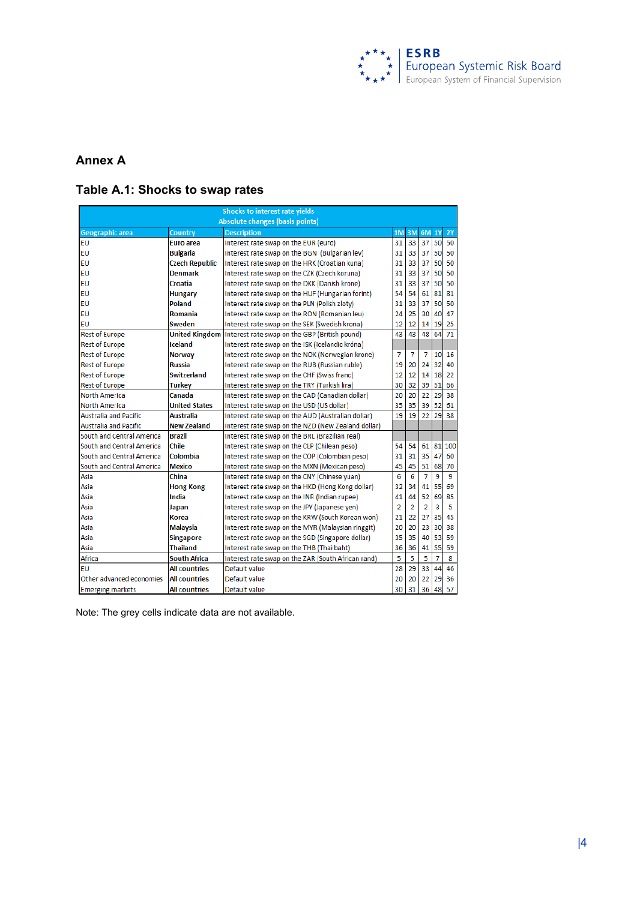## Annex A

## Table A.1: Shocks to swap rates

| Shocks to interest rate yields<br>Absolute changes (basis points) | | | | | | | |
|---|---|---|---|---|---|---|---|
| Geographic area | Country | Description | 1M | 3M | 6M | 1Y | 2Y |
| EU | Euro area | Interest rate swap on the EUR (euro) | 31 | 33 | 37 | 50 | 50 |
| EU | Bulgaria | Interest rate swap on the BGN (Bulgarian lev) | 31 | 33 | 37 | 50 | 50 |
| EU | Czech Republic | Interest rate swap on the HRK (Croatian kuna) | 31 | 33 | 37 | 50 | 50 |
| EU | Denmark | Interest rate swap on the CZK (Czech koruna) | 31 | 33 | 37 | 50 | 50 |
| EU | Croatia | Interest rate swap on the DKK (Danish krone) | 31 | 33 | 37 | 50 | 50 |
| EU | Hungary | Interest rate swap on the HUF (Hungarian forint) | 54 | 54 | 61 | 81 | 81 |
| EU | Poland | Interest rate swap on the PLN (Polish zloty) | 31 | 33 | 37 | 50 | 50 |
| EU | Romania | Interest rate swap on the RON (Romanian leu) | 24 | 25 | 30 | 40 | 47 |
| EU | Sweden | Interest rate swap on the SEK (Swedish krona) | 12 | 12 | 14 | 19 | 25 |
| Rest of Europe | United Kingdom | Interest rate swap on the GBP (British pound) | 43 | 43 | 48 | 64 | 71 |
| Rest of Europe | Iceland | Interest rate swap on the ISK (Icelandic króna) | | | | | |
| Rest of Europe | Norway | Interest rate swap on the NOK (Norwegian krone) | 7 | 7 | 7 | 10 | 16 |
| Rest of Europe | Russia | Interest rate swap on the RUB (Russian ruble) | 19 | 20 | 24 | 32 | 40 |
| Rest of Europe | Switzerland | Interest rate swap on the CHF (Swiss franc) | 12 | 12 | 14 | 18 | 22 |
| Rest of Europe | Turkey | Interest rate swap on the TRY (Turkish lira) | 30 | 32 | 39 | 51 | 66 |
| North America | Canada | Interest rate swap on the CAD (Canadian dollar) | 20 | 20 | 22 | 29 | 38 |
| North America | United States | Interest rate swap on the USD (US dollar) | 35 | 35 | 39 | 52 | 61 |
| Australia and Pacific | Australia | Interest rate swap on the AUD (Australian dollar) | 19 | 19 | 22 | 29 | 38 |
| Australia and Pacific | New Zealand | Interest rate swap on the NZD (New Zealand dollar) | | | | | |
| South and Central America | Brazil | Interest rate swap on the BRL (Brazilian real) | | | | | |
| South and Central America | Chile | Interest rate swap on the CLP (Chilean peso) | 54 | 54 | 61 | 81 | 100 |
| South and Central America | Colombia | Interest rate swap on the COP (Colombian peso) | 31 | 31 | 35 | 47 | 60 |
| South and Central America | Mexico | Interest rate swap on the MXN (Mexican peso) | 45 | 45 | 51 | 68 | 70 |
| Asia | China | Interest rate swap on the CNY (Chinese yuan) | 6 | 6 | 7 | 9 | 9 |
| Asia | Hong Kong | Interest rate swap on the HKD (Hong Kong dollar) | 32 | 34 | 41 | 55 | 69 |
| Asia | India | Interest rate swap on the INR (Indian rupee) | 41 | 44 | 52 | 69 | 85 |
| Asia | Japan | Interest rate swap on the JPY (Japanese yen) | 2 | 2 | 2 | 3 | 5 |
| Asia | Korea | Interest rate swap on the KRW (South Korean won) | 21 | 22 | 27 | 35 | 45 |
| Asia | Malaysia | Interest rate swap on the MYR (Malaysian ringgit) | 20 | 20 | 23 | 30 | 38 |
| Asia | Singapore | Interest rate swap on the SGD (Singapore dollar) | 35 | 35 | 40 | 53 | 59 |
| Asia | Thailand | Interest rate swap on the THB (Thai baht) | 36 | 36 | 41 | 55 | 59 |
| Africa | South Africa | Interest rate swap on the ZAR (South African rand) | 5 | 5 | 5 | 7 | 8 |
| EU | All countries | Default value | 28 | 29 | 33 | 44 | 46 |
| Other advanced economies | All countries | Default value | 20 | 20 | 22 | 29 | 36 |
| Emerging markets | All countries | Default value | 30 | 31 | 36 | 48 | 57 |

Note: The grey cells indicate data are not available.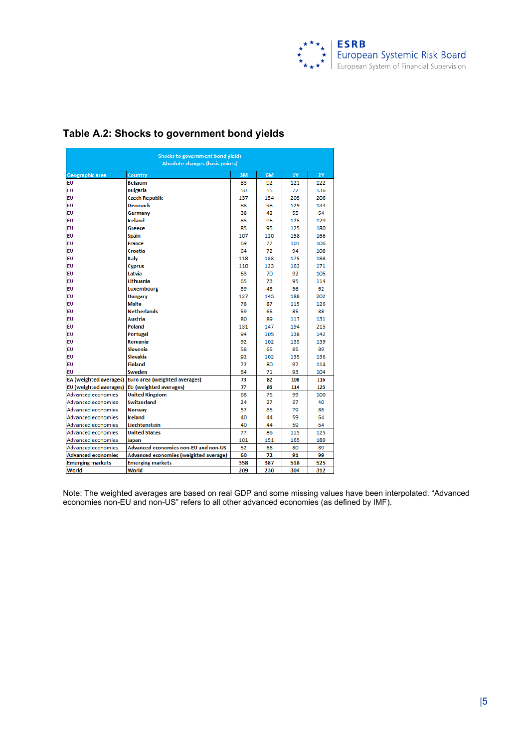## Table A.2: Shocks to government bond yields

| Shocks to government bond yields<br>Absolute changes (basis points) | | | | | |
|---|---|---|---|---|---|
| Geographic area | Country | 3M | 6M | 1Y | 2Y |
| EU | Belgium | 83 | 92 | 121 | 122 |
| EU | Bulgaria | 50 | 55 | 72 | 136 |
| EU | Czech Republic | 137 | 154 | 205 | 206 |
| EU | Denmark | 88 | 98 | 129 | 134 |
| EU | Germany | 38 | 42 | 55 | 64 |
| EU | Ireland | 85 | 95 | 125 | 129 |
| EU | Greece | 85 | 95 | 125 | 180 |
| EU | Spain | 107 | 120 | 158 | 166 |
| EU | France | 69 | 77 | 101 | 106 |
| EU | Croatia | 64 | 72 | 94 | 108 |
| EU | Italy | 118 | 133 | 175 | 188 |
| EU | Cyprus | 110 | 123 | 163 | 171 |
| EU | Latvia | 63 | 70 | 92 | 105 |
| EU | Lithuania | 65 | 73 | 95 | 114 |
| EU | Luxembourg | 39 | 43 | 56 | 62 |
| EU | Hungary | 127 | 143 | 188 | 202 |
| EU | Malta | 78 | 87 | 115 | 126 |
| EU | Netherlands | 59 | 65 | 85 | 88 |
| EU | Austria | 80 | 89 | 117 | 131 |
| EU | Poland | 131 | 147 | 194 | 215 |
| EU | Portugal | 94 | 105 | 138 | 142 |
| EU | Romania | 92 | 102 | 135 | 139 |
| EU | Slovenia | 58 | 65 | 85 | 89 |
| EU | Slovakia | 92 | 102 | 135 | 136 |
| EU | Finland | 72 | 80 | 97 | 114 |
| EU | Sweden | 64 | 71 | 93 | 104 |
| EA (weighted averages) | Euro area (weighted averages) | 73 | 82 | 108 | 116 |
| EU (weighted averages) | EU (weighted averages) | 77 | 86 | 114 | 123 |
| Advanced economies | United Kingdom | 68 | 75 | 99 | 100 |
| Advanced economies | Switzerland | 24 | 27 | 37 | 40 |
| Advanced economies | Norway | 57 | 65 | 79 | 86 |
| Advanced economies | Iceland | 40 | 44 | 59 | 64 |
| Advanced economies | Liechtenstein | 40 | 44 | 59 | 64 |
| Advanced economies | United States | 77 | 86 | 115 | 125 |
| Advanced economies | Japan | 101 | 151 | 165 | 189 |
| Advanced economies | Advanced economies non-EU and non-US | 52 | 66 | 80 | 89 |
| Advanced economies | Advanced economies (weighted average) | 60 | 72 | 91 | 99 |
| Emerging markets | Emerging markets | 358 | 387 | 518 | 525 |
| World | World | 209 | 230 | 304 | 312 |

Note: The weighted averages are based on real GDP and some missing values have been interpolated. "Advanced economies non-EU and non-US" refers to all other advanced economies (as defined by IMF).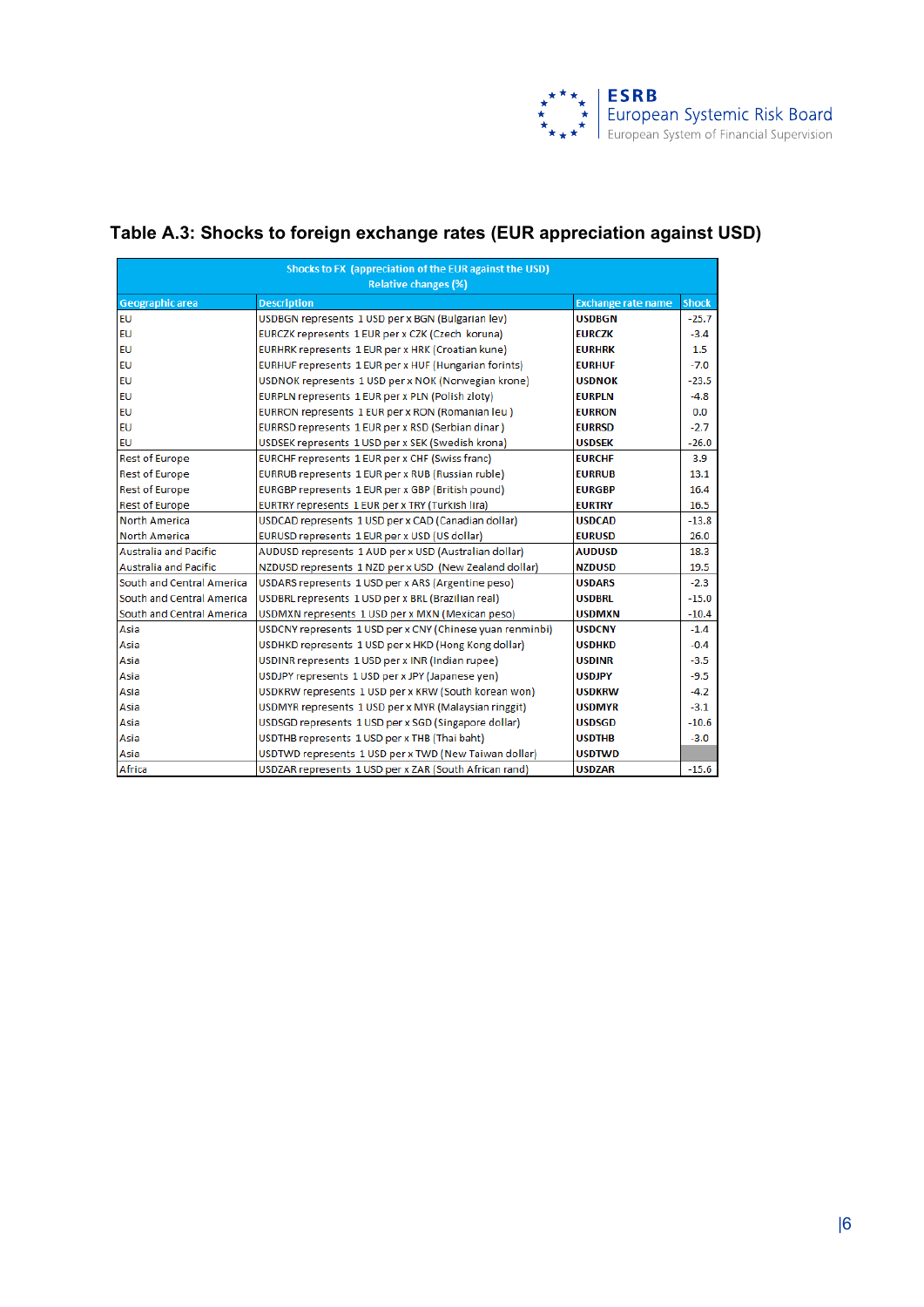## Table A.3: Shocks to foreign exchange rates (EUR appreciation against USD)

| Shocks to FX (appreciation of the EUR against the USD) Relative changes (%) | | | |
|---|---|---|---|
| Geographic area | Description | Exchange rate name | Shock |
| EU | USDBGN represents 1 USD per x BGN (Bulgarian lev) | USDBGN | -25.7 |
| EU | EURCZK represents 1 EUR per x CZK (Czech koruna) | EURCZK | -3.4 |
| EU | EURHRK represents 1 EUR per x HRK (Croatian kune) | EURHRK | 1.5 |
| EU | EURHUF represents 1 EUR per x HUF (Hungarian forints) | EURHUF | -7.0 |
| EU | USDNOK represents 1 USD per x NOK (Norwegian krone) | USDNOK | -23.5 |
| EU | EURPLN represents 1 EUR per x PLN (Polish zloty) | EURPLN | -4.8 |
| EU | EURRON represents 1 EUR per x RON (Romanian leu ) | EURRON | 0.0 |
| EU | EURRSD represents 1 EUR per x RSD (Serbian dinar ) | EURRSD | -2.7 |
| EU | USDSEK represents 1 USD per x SEK (Swedish krona) | USDSEK | -26.0 |
| Rest of Europe | EURCHF represents 1 EUR per x CHF (Swiss franc) | EURCHF | 3.9 |
| Rest of Europe | EURRUB represents 1 EUR per x RUB (Russian ruble) | EURRUB | 13.1 |
| Rest of Europe | EURGBP represents 1 EUR per x GBP (British pound) | EURGBP | 16.4 |
| Rest of Europe | EURTRY represents 1 EUR per x TRY (Turkish lira) | EURTRY | 16.5 |
| North America | USDCAD represents 1 USD per x CAD (Canadian dollar) | USDCAD | -13.8 |
| North America | EURUSD represents 1 EUR per x USD (US dollar) | EURUSD | 26.0 |
| Australia and Pacific | AUDUSD represents 1 AUD per x USD (Australian dollar) | AUDUSD | 18.3 |
| Australia and Pacific | NZDUSD represents 1 NZD per x USD (New Zealand dollar) | NZDUSD | 19.5 |
| South and Central America | USDARS represents 1 USD per x ARS (Argentine peso) | USDARS | -2.3 |
| South and Central America | USDBRL represents 1 USD per x BRL (Brazilian real) | USDBRL | -15.0 |
| South and Central America | USDMXN represents 1 USD per x MXN (Mexican peso) | USDMXN | -10.4 |
| Asia | USDCNY represents 1 USD per x CNY (Chinese yuan renminbi) | USDCNY | -1.4 |
| Asia | USDHKD represents 1 USD per x HKD (Hong Kong dollar) | USDHKD | -0.4 |
| Asia | USDINR represents 1 USD per x INR (Indian rupee) | USDINR | -3.5 |
| Asia | USDJPY represents 1 USD per x JPY (Japanese yen) | USDJPY | -9.5 |
| Asia | USDKRW represents 1 USD per x KRW (South korean won) | USDKRW | -4.2 |
| Asia | USDMYR represents 1 USD per x MYR (Malaysian ringgit) | USDMYR | -3.1 |
| Asia | USDSGD represents 1 USD per x SGD (Singapore dollar) | USDSGD | -10.6 |
| Asia | USDTHB represents 1 USD per x THB (Thai baht) | USDTHB | -3.0 |
| Asia | USDTWD represents 1 USD per x TWD (New Taiwan dollar) | USDTWD | |
| Africa | USDZAR represents 1 USD per x ZAR (South African rand) | USDZAR | -15.6 |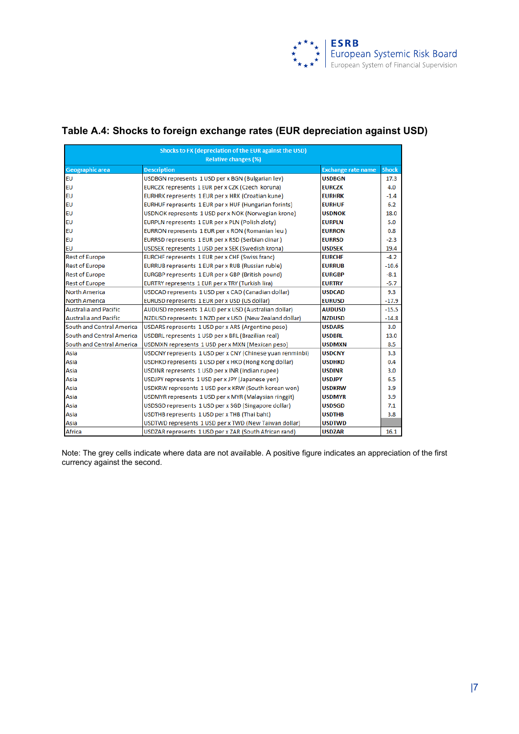## Table A.4: Shocks to foreign exchange rates (EUR depreciation against USD)

| Shocks to FX (depreciation of the EUR against the USD) Relative changes (%) | | | |
|---|---|---|---|
| Geographic area | Description | Exchange rate name | Shock |
| EU | USDBGN represents 1 USD per x BGN (Bulgarian lev) | USDBGN | 17.3 |
| EU | EURCZK represents 1 EUR per x CZK (Czech koruna) | EURCZK | 4.0 |
| EU | EURHRK represents 1 EUR per x HRK (Croatian kune) | EURHRK | -1.4 |
| EU | EURHUF represents 1 EUR per x HUF (Hungarian forints) | EURHUF | 6.2 |
| EU | USDNOK represents 1 USD per x NOK (Norwegian krone) | USDNOK | 18.0 |
| EU | EURPLN represents 1 EUR per x PLN (Polish zloty) | EURPLN | 5.0 |
| EU | EURRON represents 1 EUR per x RON (Romanian leu ) | EURRON | 0.8 |
| EU | EURRSD represents 1 EUR per x RSD (Serbian dinar ) | EURRSD | -2.3 |
| EU | USDSEK represents 1 USD per x SEK (Swedish krona) | USDSEK | 19.4 |
| Rest of Europe | EURCHF represents 1 EUR per x CHF (Swiss franc) | EURCHF | -4.2 |
| Rest of Europe | EURRUB represents 1 EUR per x RUB (Russian ruble) | EURRUB | -10.6 |
| Rest of Europe | EURGBP represents 1 EUR per x GBP (British pound) | EURGBP | -8.1 |
| Rest of Europe | EURTRY represents 1 EUR per x TRY (Turkish lira) | EURTRY | -5.7 |
| North America | USDCAD represents 1 USD per x CAD (Canadian dollar) | USDCAD | 9.3 |
| North America | EURUSD represents 1 EUR per x USD (US dollar) | EURUSD | -17.9 |
| Australia and Pacific | AUDUSD represents 1 AUD per x USD (Australian dollar) | AUDUSD | -15.5 |
| Australia and Pacific | NZDUSD represents 1 NZD per x USD (New Zealand dollar) | NZDUSD | -14.8 |
| South and Central America | USDARS represents 1 USD per x ARS (Argentine peso) | USDARS | 3.0 |
| South and Central America | USDBRL represents 1 USD per x BRL (Brazilian real) | USDBRL | 13.0 |
| South and Central America | USDMXN represents 1 USD per x MXN (Mexican peso) | USDMXN | 8.5 |
| Asia | USDCNY represents 1 USD per x CNY (Chinese yuan renminbi) | USDCNY | 3.3 |
| Asia | USDHKD represents 1 USD per x HKD (Hong Kong dollar) | USDHKD | 0.4 |
| Asia | USDINR represents 1 USD per x INR (Indian rupee) | USDINR | 3.0 |
| Asia | USDJPY represents 1 USD per x JPY (Japanese yen) | USDJPY | 6.5 |
| Asia | USDKRW represents 1 USD per x KRW (South korean won) | USDKRW | 3.9 |
| Asia | USDMYR represents 1 USD per x MYR (Malaysian ringgit) | USDMYR | 3.9 |
| Asia | USDSGD represents 1 USD per x SGD (Singapore dollar) | USDSGD | 7.1 |
| Asia | USDTHB represents 1 USD per x THB (Thai baht) | USDTHB | 3.8 |
| Asia | USDTWD represents 1 USD per x TWD (New Taiwan dollar) | USDTWD | |
| Africa | USDZAR represents 1 USD per x ZAR (South African rand) | USDZAR | 16.1 |

Note: The grey cells indicate where data are not available. A positive figure indicates an appreciation of the first currency against the second.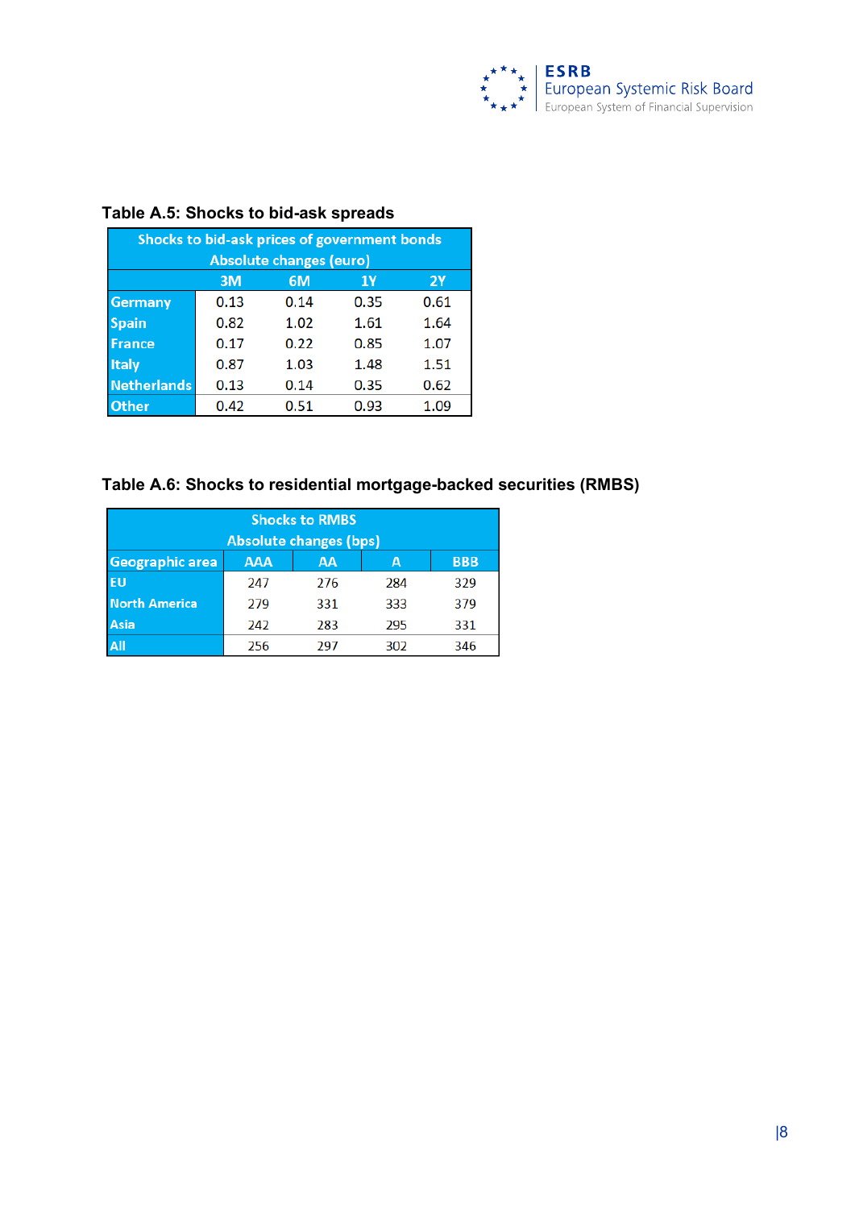**Table A.5: Shocks to bid-ask spreads**

| Shocks to bid-ask prices of government bonds Absolute changes (euro) | | | | |
|---|---|---|---|---|
| | 3M | 6M | 1Y | 2Y |
| Germany | 0.13 | 0.14 | 0.35 | 0.61 |
| Spain | 0.82 | 1.02 | 1.61 | 1.64 |
| France | 0.17 | 0.22 | 0.85 | 1.07 |
| Italy | 0.87 | 1.03 | 1.48 | 1.51 |
| Netherlands | 0.13 | 0.14 | 0.35 | 0.62 |
| Other | 0.42 | 0.51 | 0.93 | 1.09 |

**Table A.6: Shocks to residential mortgage-backed securities (RMBS)**

| Shocks to RMBS Absolute changes (bps) | | | | |
|---|---|---|---|---|
| Geographic area | AAA | AA | A | BBB |
| EU | 247 | 276 | 284 | 329 |
| North America | 279 | 331 | 333 | 379 |
| Asia | 242 | 283 | 295 | 331 |
| All | 256 | 297 | 302 | 346 |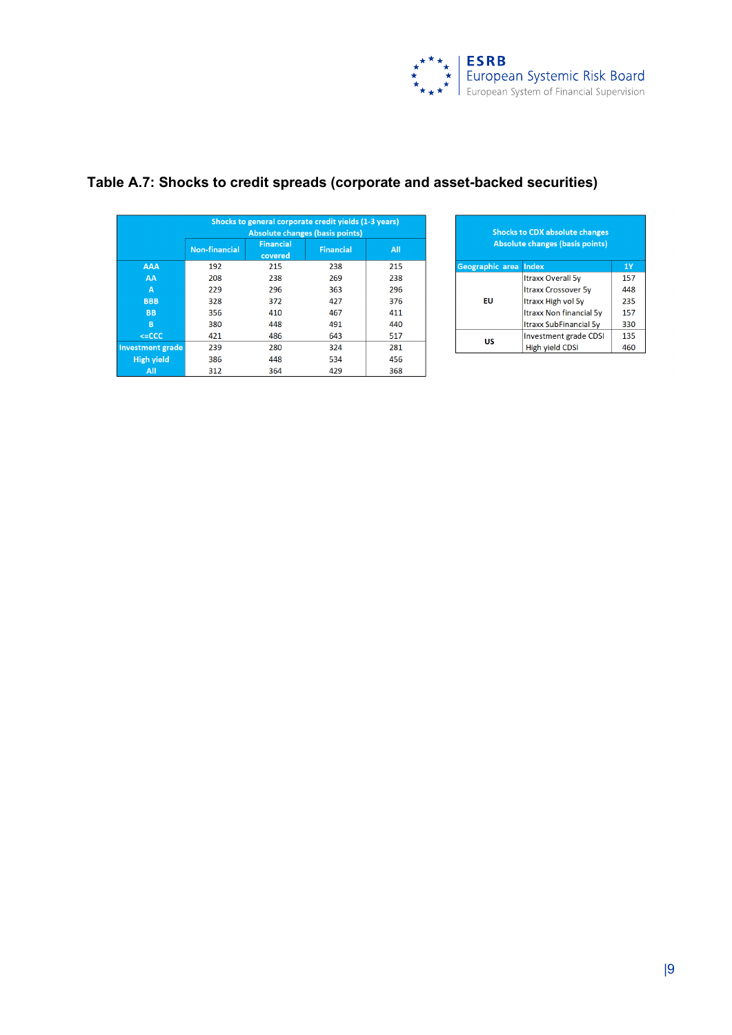## Table A.7: Shocks to credit spreads (corporate and asset-backed securities)

| | Shocks to general corporate credit yields (1-3 years) Absolute changes (basis points) | | | |
|---|---|---|---|---|
| | Non-financial | Financial covered | Financial | All |
| AAA | 192 | 215 | 238 | 215 |
| AA | 208 | 238 | 269 | 238 |
| A | 229 | 296 | 363 | 296 |
| BBB | 328 | 372 | 427 | 376 |
| BB | 356 | 410 | 467 | 411 |
| B | 380 | 448 | 491 | 440 |
| <=CCC | 421 | 486 | 643 | 517 |
| Investment grade | 239 | 280 | 324 | 281 |
| High yield | 386 | 448 | 534 | 456 |
| All | 312 | 364 | 429 | 368 |

| Shocks to CDX absolute changes Absolute changes (basis points) | | |
|---|---|---|
| Geographic area | Index | 1Y |
| EU | Itraxx Overall 5y | 157 |
| | Itraxx Crossover 5y | 448 |
| | Itraxx High vol 5y | 235 |
| | Itraxx Non financial 5y | 157 |
| | Itraxx SubFinancial 5y | 330 |
| US | Investment grade CDSI | 135 |
| | High yield CDSI | 460 |